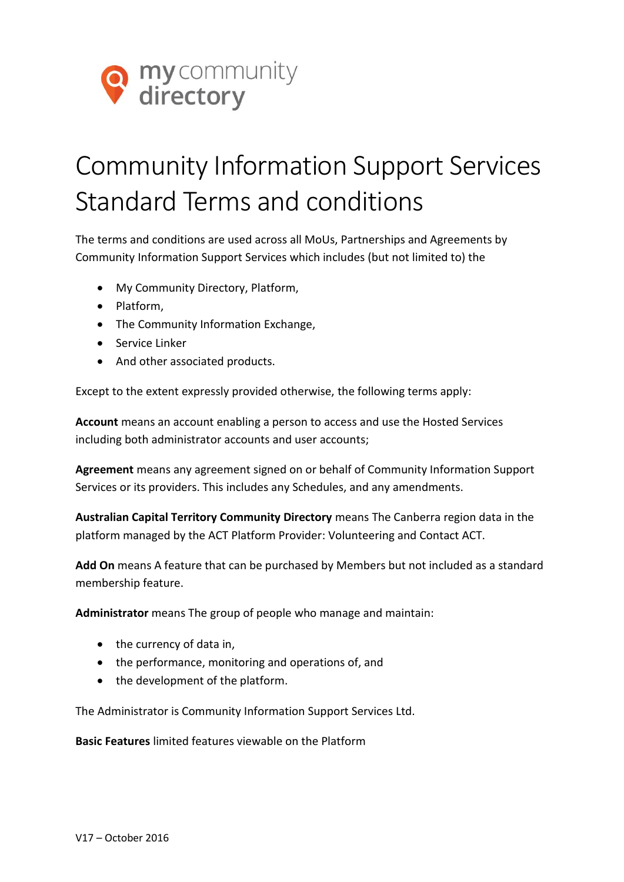my community directory

# Community Information Support Services Standard Terms and conditions

The terms and conditions are used across all MoUs, Partnerships and Agreements by Community Information Support Services which includes (but not limited to) the

- My Community Directory, Platform,
- Platform,
- The Community Information Exchange,
- Service Linker
- And other associated products.

Except to the extent expressly provided otherwise, the following terms apply:

**Account** means an account enabling a person to access and use the Hosted Services including both administrator accounts and user accounts;

**Agreement** means any agreement signed on or behalf of Community Information Support Services or its providers. This includes any Schedules, and any amendments.

**Australian Capital Territory Community Directory** means The Canberra region data in the platform managed by the ACT Platform Provider: Volunteering and Contact ACT.

**Add On** means A feature that can be purchased by Members but not included as a standard membership feature.

**Administrator** means The group of people who manage and maintain:

- the currency of data in,
- the performance, monitoring and operations of, and
- the development of the platform.

The Administrator is Community Information Support Services Ltd.

**Basic Features** limited features viewable on the Platform

V17 – October 2016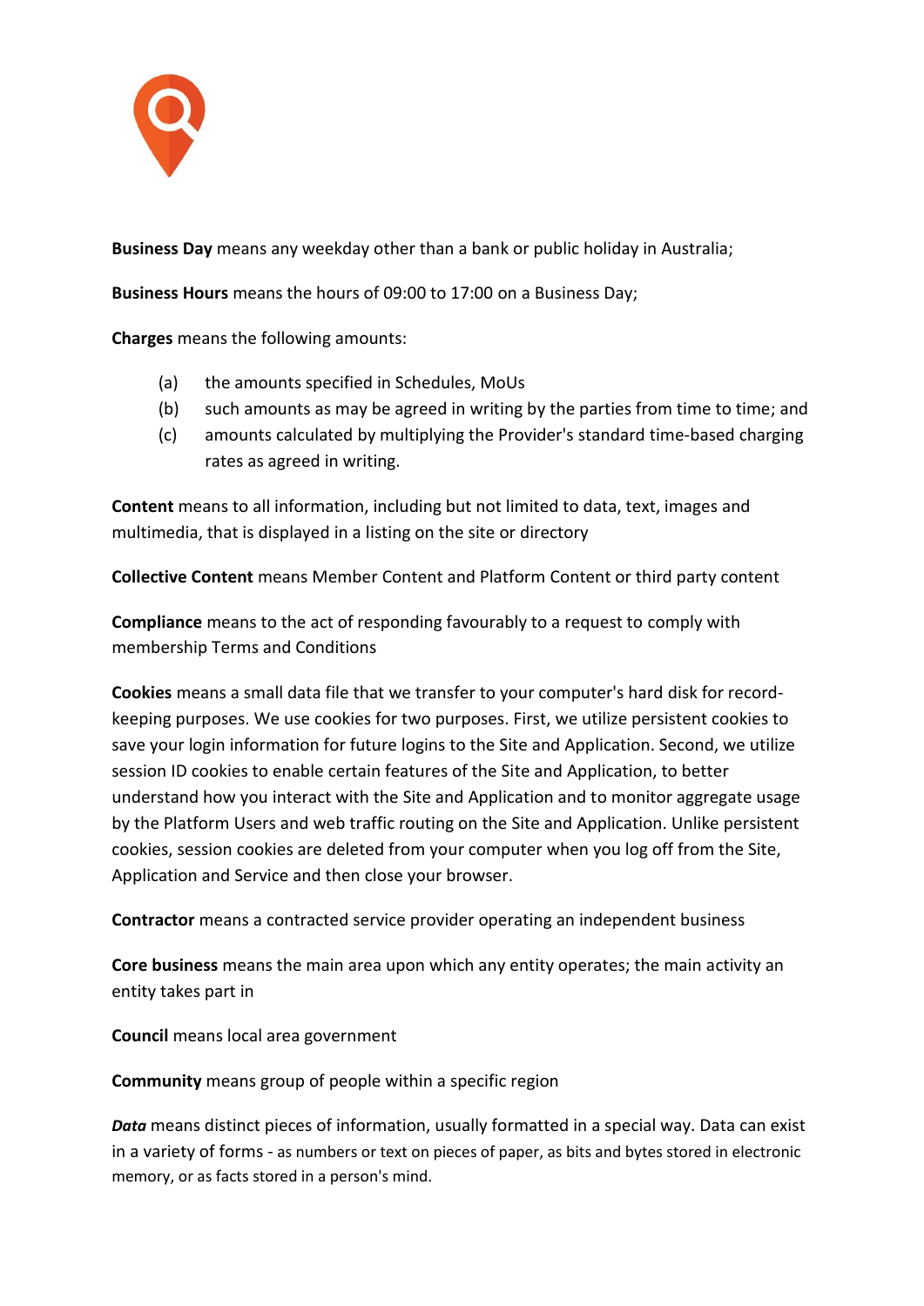**Business Day** means any weekday other than a bank or public holiday in Australia;

**Business Hours** means the hours of 09:00 to 17:00 on a Business Day;

**Charges** means the following amounts:

(a) the amounts specified in Schedules, MoUs
(b) such amounts as may be agreed in writing by the parties from time to time; and
(c) amounts calculated by multiplying the Provider's standard time-based charging rates as agreed in writing.

**Content** means to all information, including but not limited to data, text, images and multimedia, that is displayed in a listing on the site or directory

**Collective Content** means Member Content and Platform Content or third party content

**Compliance** means to the act of responding favourably to a request to comply with membership Terms and Conditions

**Cookies** means a small data file that we transfer to your computer's hard disk for record-keeping purposes. We use cookies for two purposes. First, we utilize persistent cookies to save your login information for future logins to the Site and Application. Second, we utilize session ID cookies to enable certain features of the Site and Application, to better understand how you interact with the Site and Application and to monitor aggregate usage by the Platform Users and web traffic routing on the Site and Application. Unlike persistent cookies, session cookies are deleted from your computer when you log off from the Site, Application and Service and then close your browser.

**Contractor** means a contracted service provider operating an independent business

**Core business** means the main area upon which any entity operates; the main activity an entity takes part in

**Council** means local area government

**Community** means group of people within a specific region

***Data*** means distinct pieces of information, usually formatted in a special way. Data can exist in a variety of forms - as numbers or text on pieces of paper, as bits and bytes stored in electronic memory, or as facts stored in a person's mind.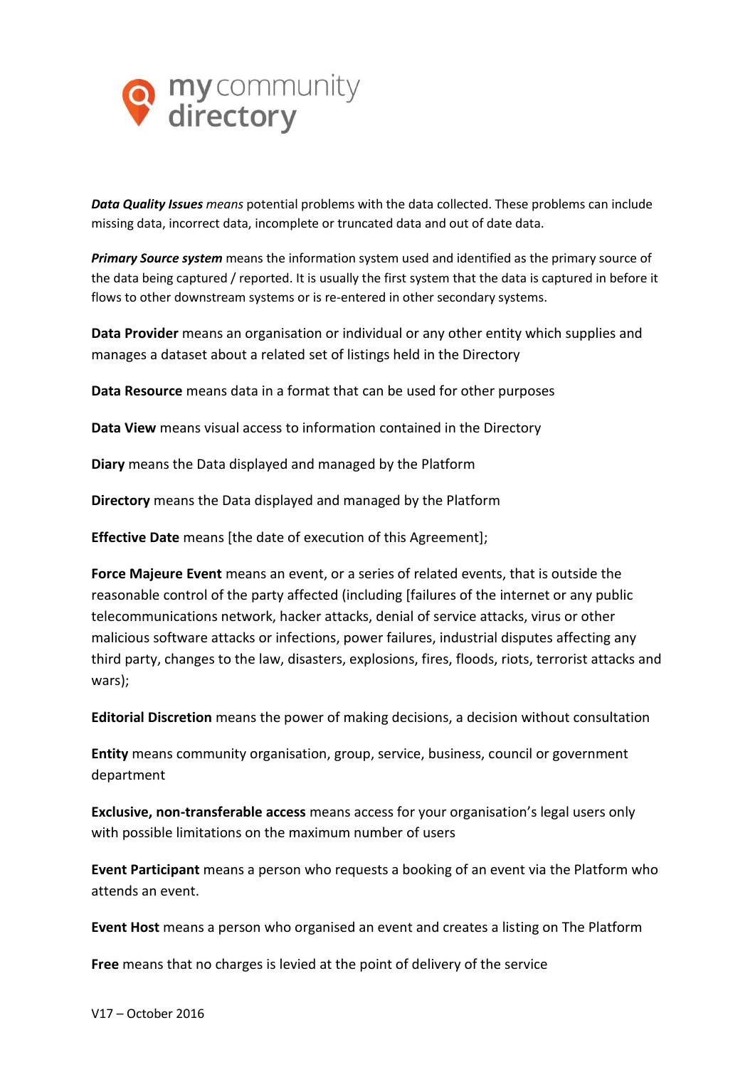***Data Quality Issues** means* potential problems with the data collected. These problems can include missing data, incorrect data, incomplete or truncated data and out of date data.

***Primary Source system*** means the information system used and identified as the primary source of the data being captured / reported. It is usually the first system that the data is captured in before it flows to other downstream systems or is re-entered in other secondary systems.

**Data Provider** means an organisation or individual or any other entity which supplies and manages a dataset about a related set of listings held in the Directory

**Data Resource** means data in a format that can be used for other purposes

**Data View** means visual access to information contained in the Directory

**Diary** means the Data displayed and managed by the Platform

**Directory** means the Data displayed and managed by the Platform

**Effective Date** means [the date of execution of this Agreement];

**Force Majeure Event** means an event, or a series of related events, that is outside the reasonable control of the party affected (including [failures of the internet or any public telecommunications network, hacker attacks, denial of service attacks, virus or other malicious software attacks or infections, power failures, industrial disputes affecting any third party, changes to the law, disasters, explosions, fires, floods, riots, terrorist attacks and wars);

**Editorial Discretion** means the power of making decisions, a decision without consultation

**Entity** means community organisation, group, service, business, council or government department

**Exclusive, non-transferable access** means access for your organisation's legal users only with possible limitations on the maximum number of users

**Event Participant** means a person who requests a booking of an event via the Platform who attends an event.

**Event Host** means a person who organised an event and creates a listing on The Platform

**Free** means that no charges is levied at the point of delivery of the service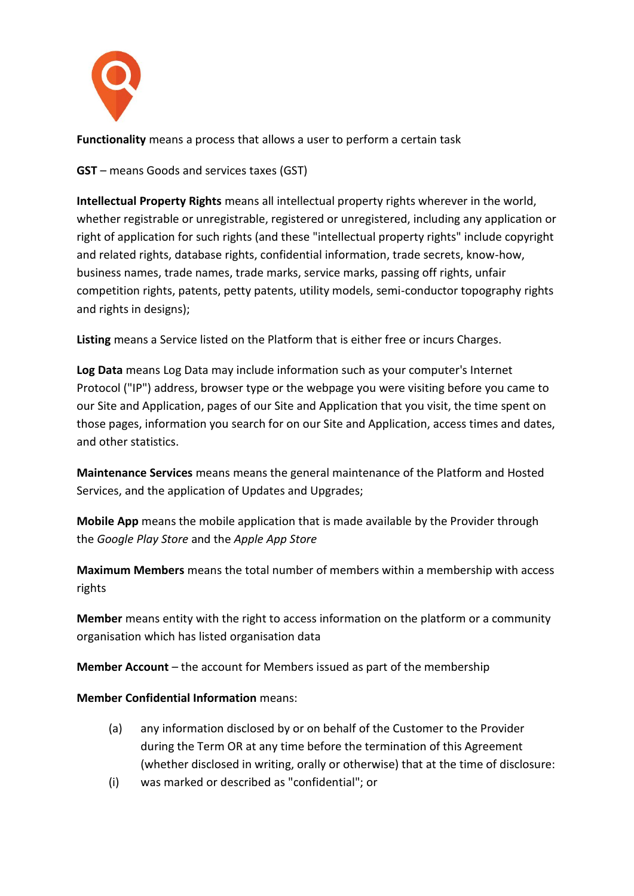**Functionality** means a process that allows a user to perform a certain task

**GST** – means Goods and services taxes (GST)

**Intellectual Property Rights** means all intellectual property rights wherever in the world, whether registrable or unregistrable, registered or unregistered, including any application or right of application for such rights (and these "intellectual property rights" include copyright and related rights, database rights, confidential information, trade secrets, know-how, business names, trade names, trade marks, service marks, passing off rights, unfair competition rights, patents, petty patents, utility models, semi-conductor topography rights and rights in designs);

**Listing** means a Service listed on the Platform that is either free or incurs Charges.

**Log Data** means Log Data may include information such as your computer's Internet Protocol ("IP") address, browser type or the webpage you were visiting before you came to our Site and Application, pages of our Site and Application that you visit, the time spent on those pages, information you search for on our Site and Application, access times and dates, and other statistics.

**Maintenance Services** means means the general maintenance of the Platform and Hosted Services, and the application of Updates and Upgrades;

**Mobile App** means the mobile application that is made available by the Provider through the *Google Play Store* and the *Apple App Store*

**Maximum Members** means the total number of members within a membership with access rights

**Member** means entity with the right to access information on the platform or a community organisation which has listed organisation data

**Member Account** – the account for Members issued as part of the membership

**Member Confidential Information** means:

(a) any information disclosed by or on behalf of the Customer to the Provider during the Term OR at any time before the termination of this Agreement (whether disclosed in writing, orally or otherwise) that at the time of disclosure:

(i) was marked or described as "confidential"; or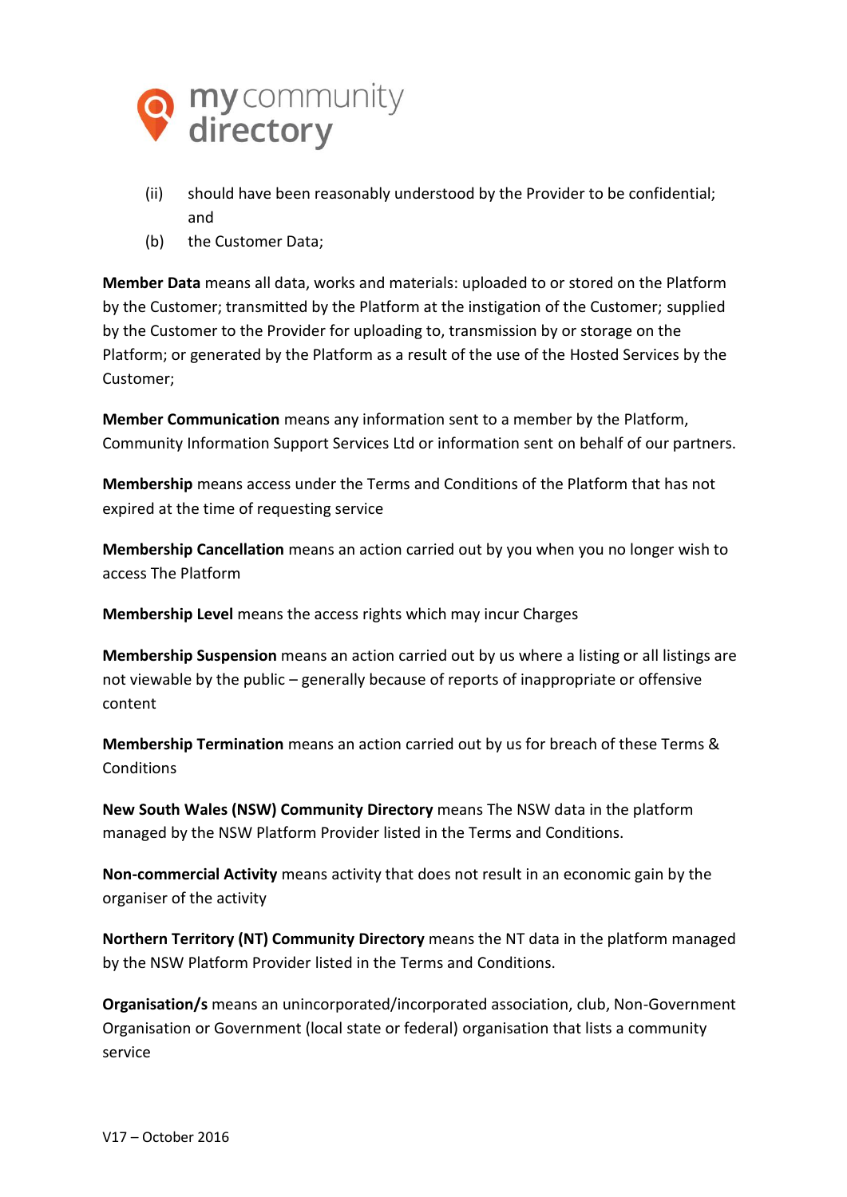(ii) should have been reasonably understood by the Provider to be confidential; and

(b) the Customer Data;

**Member Data** means all data, works and materials: uploaded to or stored on the Platform by the Customer; transmitted by the Platform at the instigation of the Customer; supplied by the Customer to the Provider for uploading to, transmission by or storage on the Platform; or generated by the Platform as a result of the use of the Hosted Services by the Customer;

**Member Communication** means any information sent to a member by the Platform, Community Information Support Services Ltd or information sent on behalf of our partners.

**Membership** means access under the Terms and Conditions of the Platform that has not expired at the time of requesting service

**Membership Cancellation** means an action carried out by you when you no longer wish to access The Platform

**Membership Level** means the access rights which may incur Charges

**Membership Suspension** means an action carried out by us where a listing or all listings are not viewable by the public – generally because of reports of inappropriate or offensive content

**Membership Termination** means an action carried out by us for breach of these Terms & Conditions

**New South Wales (NSW) Community Directory** means The NSW data in the platform managed by the NSW Platform Provider listed in the Terms and Conditions.

**Non-commercial Activity** means activity that does not result in an economic gain by the organiser of the activity

**Northern Territory (NT) Community Directory** means the NT data in the platform managed by the NSW Platform Provider listed in the Terms and Conditions.

**Organisation/s** means an unincorporated/incorporated association, club, Non-Government Organisation or Government (local state or federal) organisation that lists a community service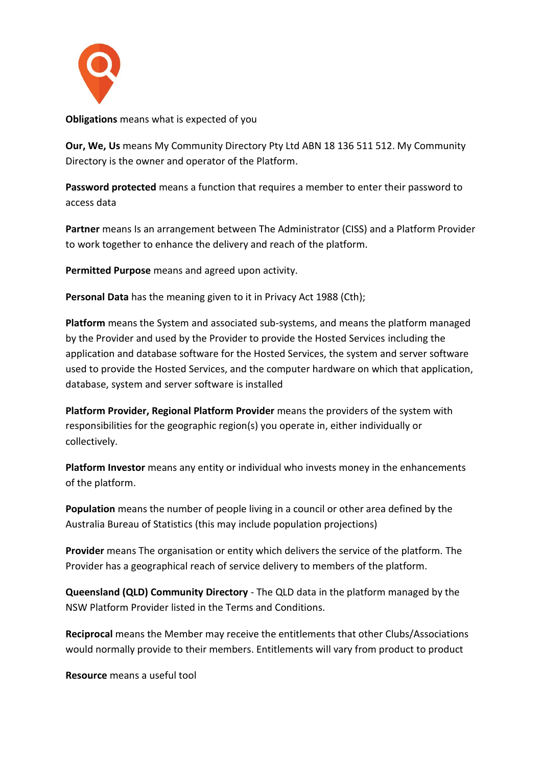**Obligations** means what is expected of you

**Our, We, Us** means My Community Directory Pty Ltd ABN 18 136 511 512. My Community Directory is the owner and operator of the Platform.

**Password protected** means a function that requires a member to enter their password to access data

**Partner** means Is an arrangement between The Administrator (CISS) and a Platform Provider to work together to enhance the delivery and reach of the platform.

**Permitted Purpose** means and agreed upon activity.

**Personal Data** has the meaning given to it in Privacy Act 1988 (Cth);

**Platform** means the System and associated sub-systems, and means the platform managed by the Provider and used by the Provider to provide the Hosted Services including the application and database software for the Hosted Services, the system and server software used to provide the Hosted Services, and the computer hardware on which that application, database, system and server software is installed

**Platform Provider, Regional Platform Provider** means the providers of the system with responsibilities for the geographic region(s) you operate in, either individually or collectively.

**Platform Investor** means any entity or individual who invests money in the enhancements of the platform.

**Population** means the number of people living in a council or other area defined by the Australia Bureau of Statistics (this may include population projections)

**Provider** means The organisation or entity which delivers the service of the platform. The Provider has a geographical reach of service delivery to members of the platform.

**Queensland (QLD) Community Directory** - The QLD data in the platform managed by the NSW Platform Provider listed in the Terms and Conditions.

**Reciprocal** means the Member may receive the entitlements that other Clubs/Associations would normally provide to their members. Entitlements will vary from product to product

**Resource** means a useful tool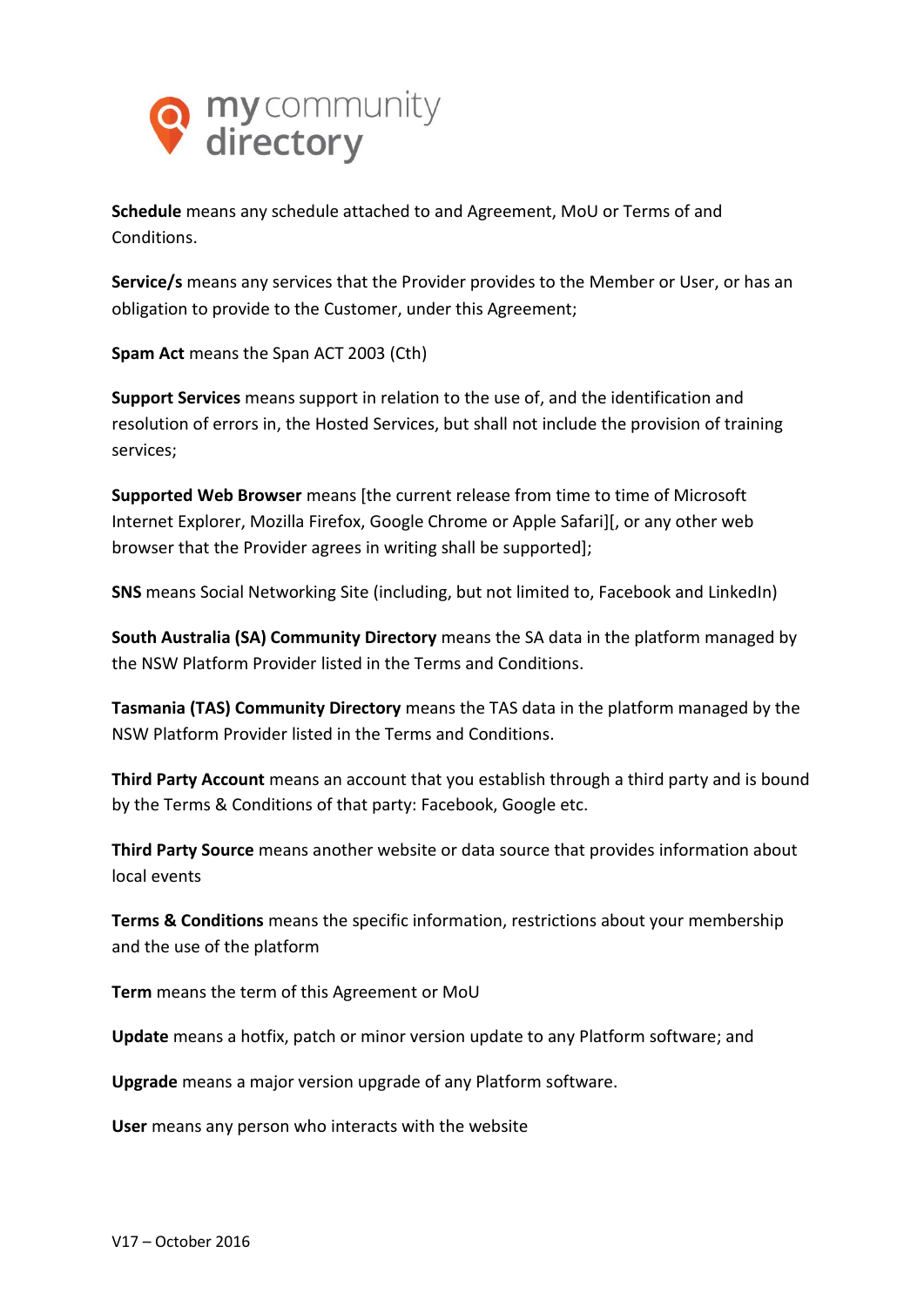**Schedule** means any schedule attached to and Agreement, MoU or Terms of and Conditions.

**Service/s** means any services that the Provider provides to the Member or User, or has an obligation to provide to the Customer, under this Agreement;

**Spam Act** means the Span ACT 2003 (Cth)

**Support Services** means support in relation to the use of, and the identification and resolution of errors in, the Hosted Services, but shall not include the provision of training services;

**Supported Web Browser** means [the current release from time to time of Microsoft Internet Explorer, Mozilla Firefox, Google Chrome or Apple Safari][, or any other web browser that the Provider agrees in writing shall be supported];

**SNS** means Social Networking Site (including, but not limited to, Facebook and LinkedIn)

**South Australia (SA) Community Directory** means the SA data in the platform managed by the NSW Platform Provider listed in the Terms and Conditions.

**Tasmania (TAS) Community Directory** means the TAS data in the platform managed by the NSW Platform Provider listed in the Terms and Conditions.

**Third Party Account** means an account that you establish through a third party and is bound by the Terms & Conditions of that party: Facebook, Google etc.

**Third Party Source** means another website or data source that provides information about local events

**Terms & Conditions** means the specific information, restrictions about your membership and the use of the platform

**Term** means the term of this Agreement or MoU

**Update** means a hotfix, patch or minor version update to any Platform software; and

**Upgrade** means a major version upgrade of any Platform software.

**User** means any person who interacts with the website

V17 – October 2016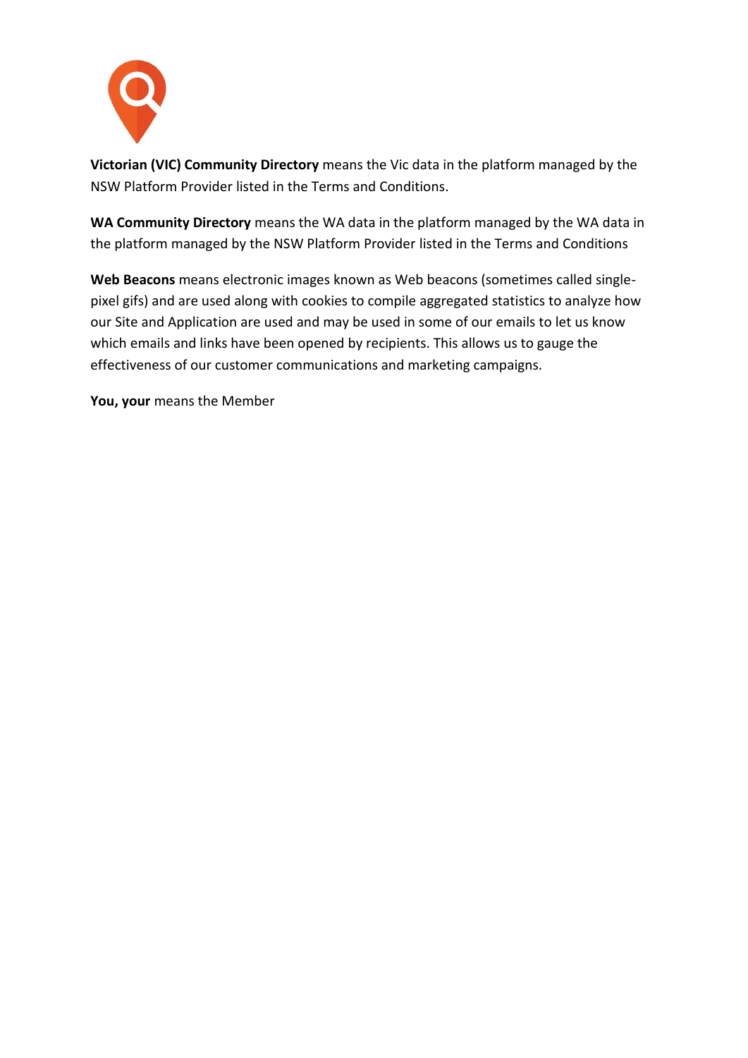**Victorian (VIC) Community Directory** means the Vic data in the platform managed by the NSW Platform Provider listed in the Terms and Conditions.

**WA Community Directory** means the WA data in the platform managed by the WA data in the platform managed by the NSW Platform Provider listed in the Terms and Conditions

**Web Beacons** means electronic images known as Web beacons (sometimes called single-pixel gifs) and are used along with cookies to compile aggregated statistics to analyze how our Site and Application are used and may be used in some of our emails to let us know which emails and links have been opened by recipients. This allows us to gauge the effectiveness of our customer communications and marketing campaigns.

**You, your** means the Member